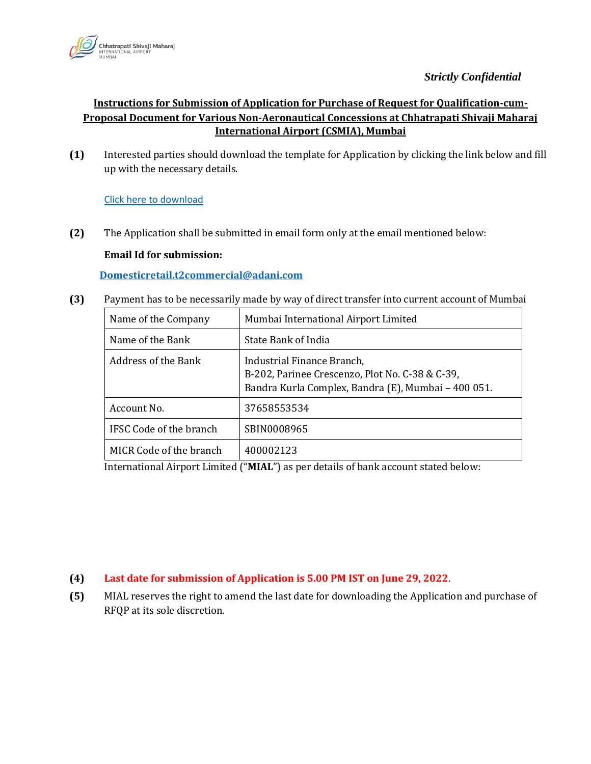*Strictly Confidential*

## Instructions for Submission of Application for Purchase of Request for Qualification-cum-Proposal Document for Various Non-Aeronautical Concessions at Chhatrapati Shivaji Maharaj International Airport (CSMIA), Mumbai

**(1)** Interested parties should download the template for Application by clicking the link below and fill up with the necessary details.

Click here to download

**(2)** The Application shall be submitted in email form only at the email mentioned below:

**Email Id for submission:**

**Domesticretail.t2commercial@adani.com**

**(3)** Payment has to be necessarily made by way of direct transfer into current account of Mumbai International Airport Limited ("**MIAL**") as per details of bank account stated below:

| Name of the Company | Mumbai International Airport Limited |
|---|---|
| Name of the Bank | State Bank of India |
| Address of the Bank | Industrial Finance Branch, B-202, Parinee Crescenzo, Plot No. C-38 & C-39, Bandra Kurla Complex, Bandra (E), Mumbai – 400 051. |
| Account No. | 37658553534 |
| IFSC Code of the branch | SBIN0008965 |
| MICR Code of the branch | 400002123 |

**(4)** **Last date for submission of Application is 5.00 PM IST on June 29, 2022**.

**(5)** MIAL reserves the right to amend the last date for downloading the Application and purchase of RFQP at its sole discretion.